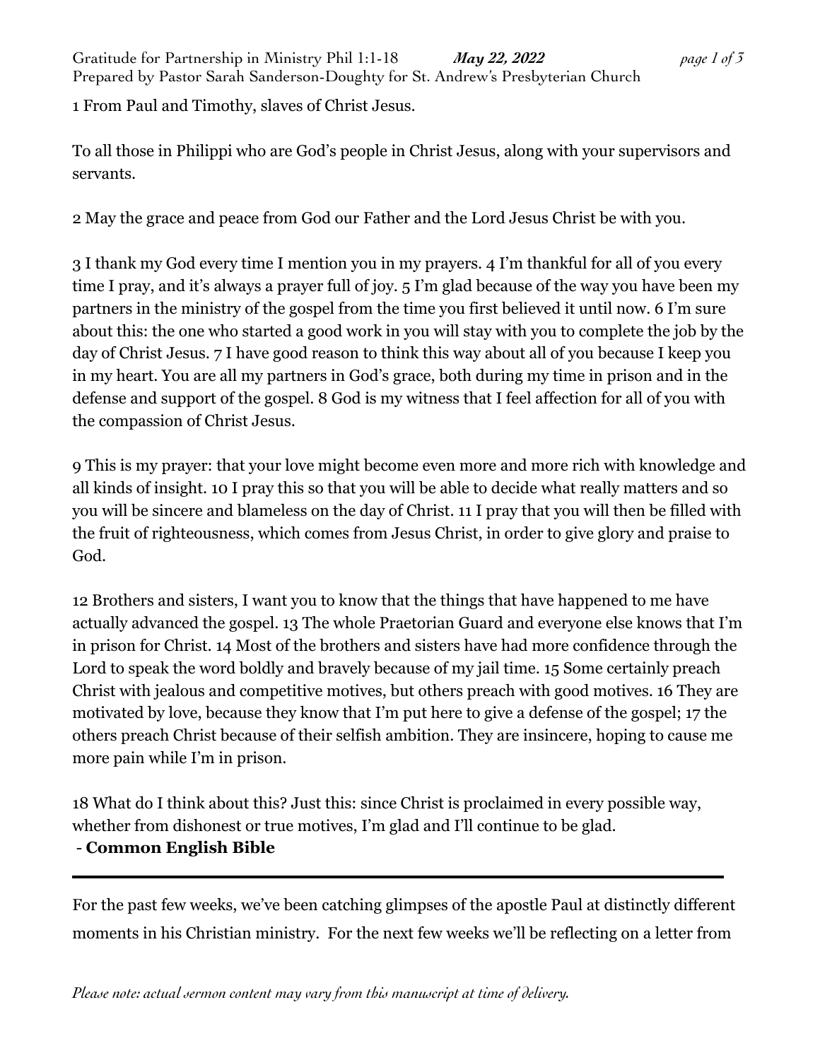1 From Paul and Timothy, slaves of Christ Jesus.

To all those in Philippi who are God's people in Christ Jesus, along with your supervisors and servants.

2 May the grace and peace from God our Father and the Lord Jesus Christ be with you.

3 I thank my God every time I mention you in my prayers. 4 I'm thankful for all of you every time I pray, and it's always a prayer full of joy. 5 I'm glad because of the way you have been my partners in the ministry of the gospel from the time you first believed it until now. 6 I'm sure about this: the one who started a good work in you will stay with you to complete the job by the day of Christ Jesus. 7 I have good reason to think this way about all of you because I keep you in my heart. You are all my partners in God's grace, both during my time in prison and in the defense and support of the gospel. 8 God is my witness that I feel affection for all of you with the compassion of Christ Jesus.

9 This is my prayer: that your love might become even more and more rich with knowledge and all kinds of insight. 10 I pray this so that you will be able to decide what really matters and so you will be sincere and blameless on the day of Christ. 11 I pray that you will then be filled with the fruit of righteousness, which comes from Jesus Christ, in order to give glory and praise to God.

12 Brothers and sisters, I want you to know that the things that have happened to me have actually advanced the gospel. 13 The whole Praetorian Guard and everyone else knows that I'm in prison for Christ. 14 Most of the brothers and sisters have had more confidence through the Lord to speak the word boldly and bravely because of my jail time. 15 Some certainly preach Christ with jealous and competitive motives, but others preach with good motives. 16 They are motivated by love, because they know that I'm put here to give a defense of the gospel; 17 the others preach Christ because of their selfish ambition. They are insincere, hoping to cause me more pain while I'm in prison.

18 What do I think about this? Just this: since Christ is proclaimed in every possible way, whether from dishonest or true motives, I'm glad and I'll continue to be glad.
- **Common English Bible**

---

For the past few weeks, we've been catching glimpses of the apostle Paul at distinctly different moments in his Christian ministry. For the next few weeks we'll be reflecting on a letter from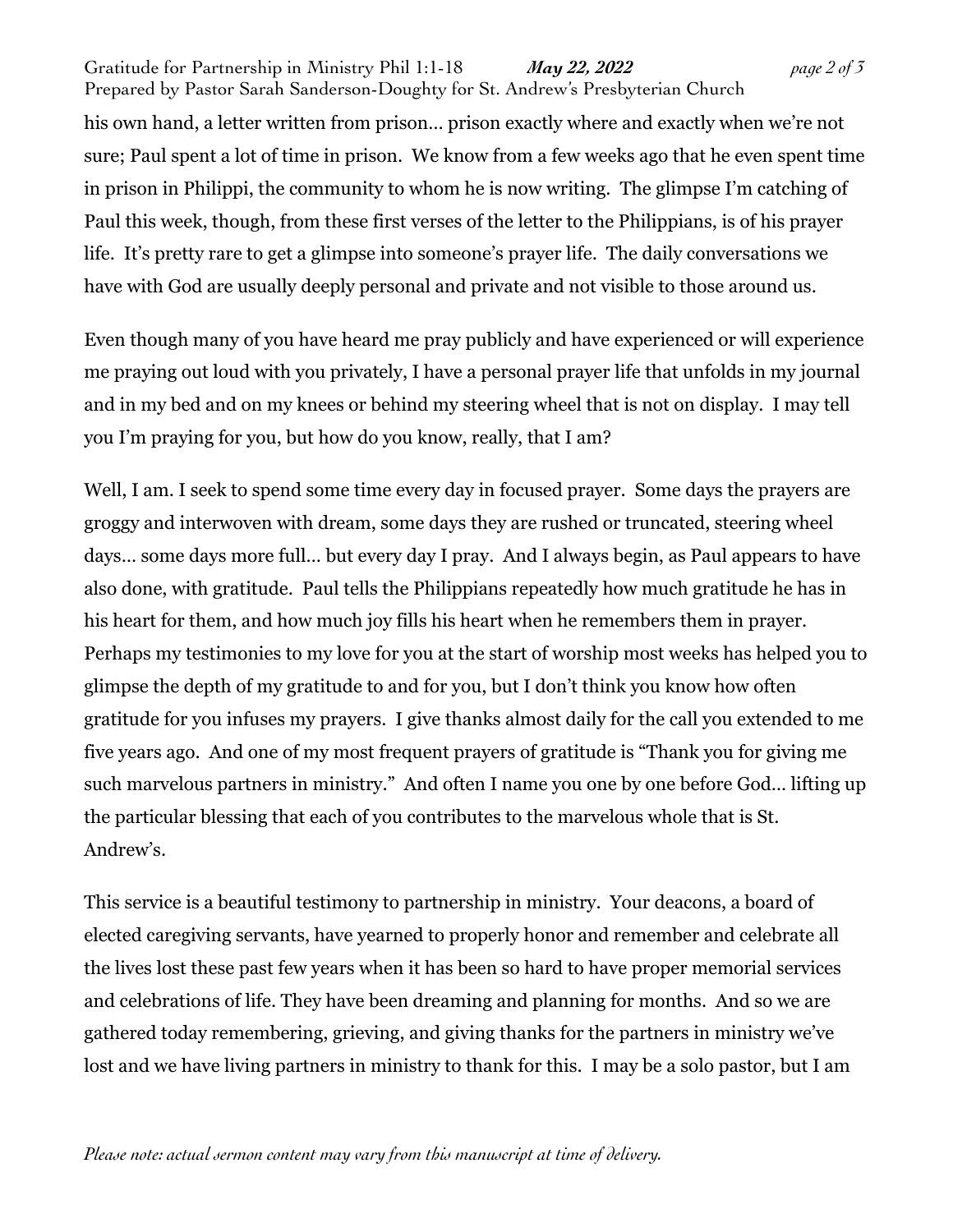his own hand, a letter written from prison… prison exactly where and exactly when we're not sure; Paul spent a lot of time in prison. We know from a few weeks ago that he even spent time in prison in Philippi, the community to whom he is now writing. The glimpse I'm catching of Paul this week, though, from these first verses of the letter to the Philippians, is of his prayer life. It's pretty rare to get a glimpse into someone's prayer life. The daily conversations we have with God are usually deeply personal and private and not visible to those around us.

Even though many of you have heard me pray publicly and have experienced or will experience me praying out loud with you privately, I have a personal prayer life that unfolds in my journal and in my bed and on my knees or behind my steering wheel that is not on display. I may tell you I'm praying for you, but how do you know, really, that I am?

Well, I am. I seek to spend some time every day in focused prayer. Some days the prayers are groggy and interwoven with dream, some days they are rushed or truncated, steering wheel days… some days more full… but every day I pray. And I always begin, as Paul appears to have also done, with gratitude. Paul tells the Philippians repeatedly how much gratitude he has in his heart for them, and how much joy fills his heart when he remembers them in prayer. Perhaps my testimonies to my love for you at the start of worship most weeks has helped you to glimpse the depth of my gratitude to and for you, but I don't think you know how often gratitude for you infuses my prayers. I give thanks almost daily for the call you extended to me five years ago. And one of my most frequent prayers of gratitude is "Thank you for giving me such marvelous partners in ministry." And often I name you one by one before God… lifting up the particular blessing that each of you contributes to the marvelous whole that is St. Andrew's.

This service is a beautiful testimony to partnership in ministry. Your deacons, a board of elected caregiving servants, have yearned to properly honor and remember and celebrate all the lives lost these past few years when it has been so hard to have proper memorial services and celebrations of life. They have been dreaming and planning for months. And so we are gathered today remembering, grieving, and giving thanks for the partners in ministry we've lost and we have living partners in ministry to thank for this. I may be a solo pastor, but I am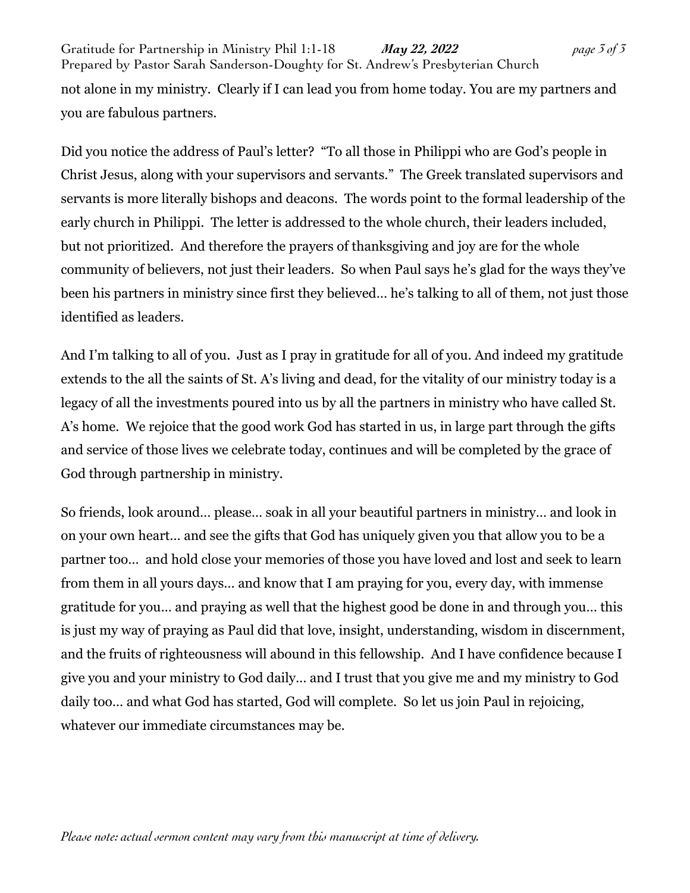not alone in my ministry. Clearly if I can lead you from home today. You are my partners and you are fabulous partners.

Did you notice the address of Paul's letter? "To all those in Philippi who are God's people in Christ Jesus, along with your supervisors and servants." The Greek translated supervisors and servants is more literally bishops and deacons. The words point to the formal leadership of the early church in Philippi. The letter is addressed to the whole church, their leaders included, but not prioritized. And therefore the prayers of thanksgiving and joy are for the whole community of believers, not just their leaders. So when Paul says he's glad for the ways they've been his partners in ministry since first they believed… he's talking to all of them, not just those identified as leaders.

And I'm talking to all of you. Just as I pray in gratitude for all of you. And indeed my gratitude extends to the all the saints of St. A's living and dead, for the vitality of our ministry today is a legacy of all the investments poured into us by all the partners in ministry who have called St. A's home. We rejoice that the good work God has started in us, in large part through the gifts and service of those lives we celebrate today, continues and will be completed by the grace of God through partnership in ministry.

So friends, look around… please… soak in all your beautiful partners in ministry… and look in on your own heart… and see the gifts that God has uniquely given you that allow you to be a partner too… and hold close your memories of those you have loved and lost and seek to learn from them in all yours days… and know that I am praying for you, every day, with immense gratitude for you… and praying as well that the highest good be done in and through you… this is just my way of praying as Paul did that love, insight, understanding, wisdom in discernment, and the fruits of righteousness will abound in this fellowship. And I have confidence because I give you and your ministry to God daily… and I trust that you give me and my ministry to God daily too… and what God has started, God will complete. So let us join Paul in rejoicing, whatever our immediate circumstances may be.

*Please note: actual sermon content may vary from this manuscript at time of delivery.*